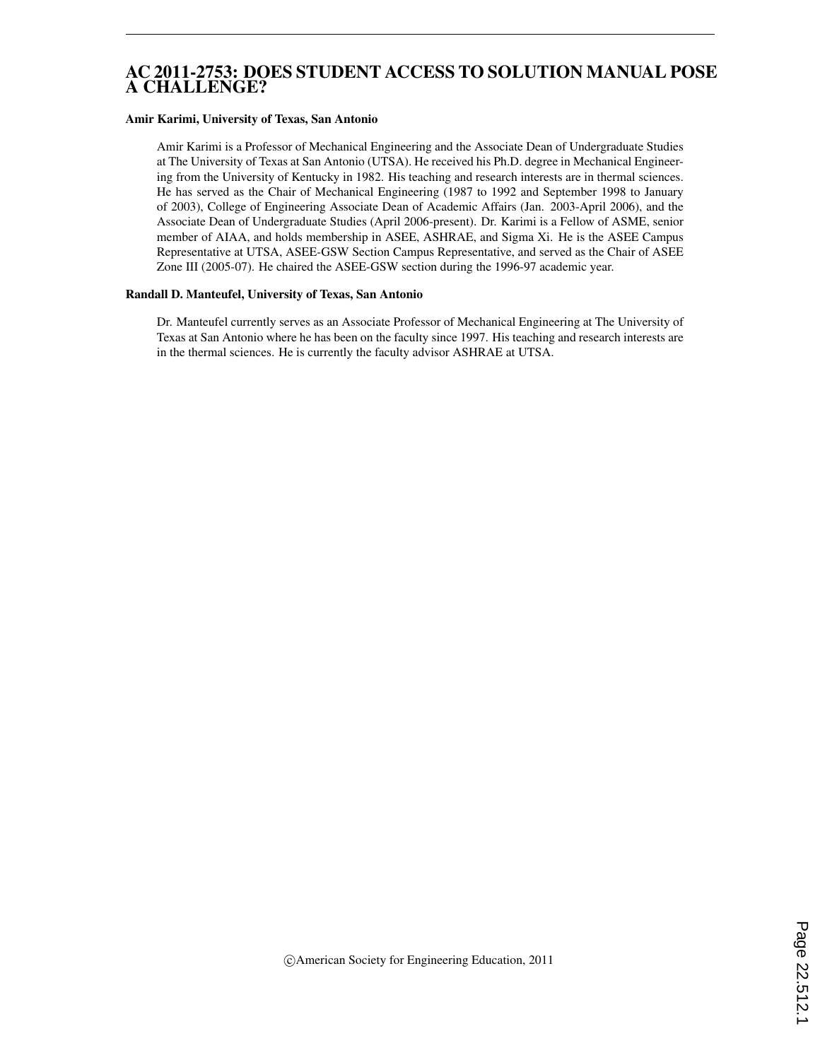# AC 2011-2753: DOES STUDENT ACCESS TO SOLUTION MANUAL POSE A CHALLENGE?

**Amir Karimi, University of Texas, San Antonio**

Amir Karimi is a Professor of Mechanical Engineering and the Associate Dean of Undergraduate Studies at The University of Texas at San Antonio (UTSA). He received his Ph.D. degree in Mechanical Engineering from the University of Kentucky in 1982. His teaching and research interests are in thermal sciences. He has served as the Chair of Mechanical Engineering (1987 to 1992 and September 1998 to January of 2003), College of Engineering Associate Dean of Academic Affairs (Jan. 2003-April 2006), and the Associate Dean of Undergraduate Studies (April 2006-present). Dr. Karimi is a Fellow of ASME, senior member of AIAA, and holds membership in ASEE, ASHRAE, and Sigma Xi. He is the ASEE Campus Representative at UTSA, ASEE-GSW Section Campus Representative, and served as the Chair of ASEE Zone III (2005-07). He chaired the ASEE-GSW section during the 1996-97 academic year.

**Randall D. Manteufel, University of Texas, San Antonio**

Dr. Manteufel currently serves as an Associate Professor of Mechanical Engineering at The University of Texas at San Antonio where he has been on the faculty since 1997. His teaching and research interests are in the thermal sciences. He is currently the faculty advisor ASHRAE at UTSA.

©American Society for Engineering Education, 2011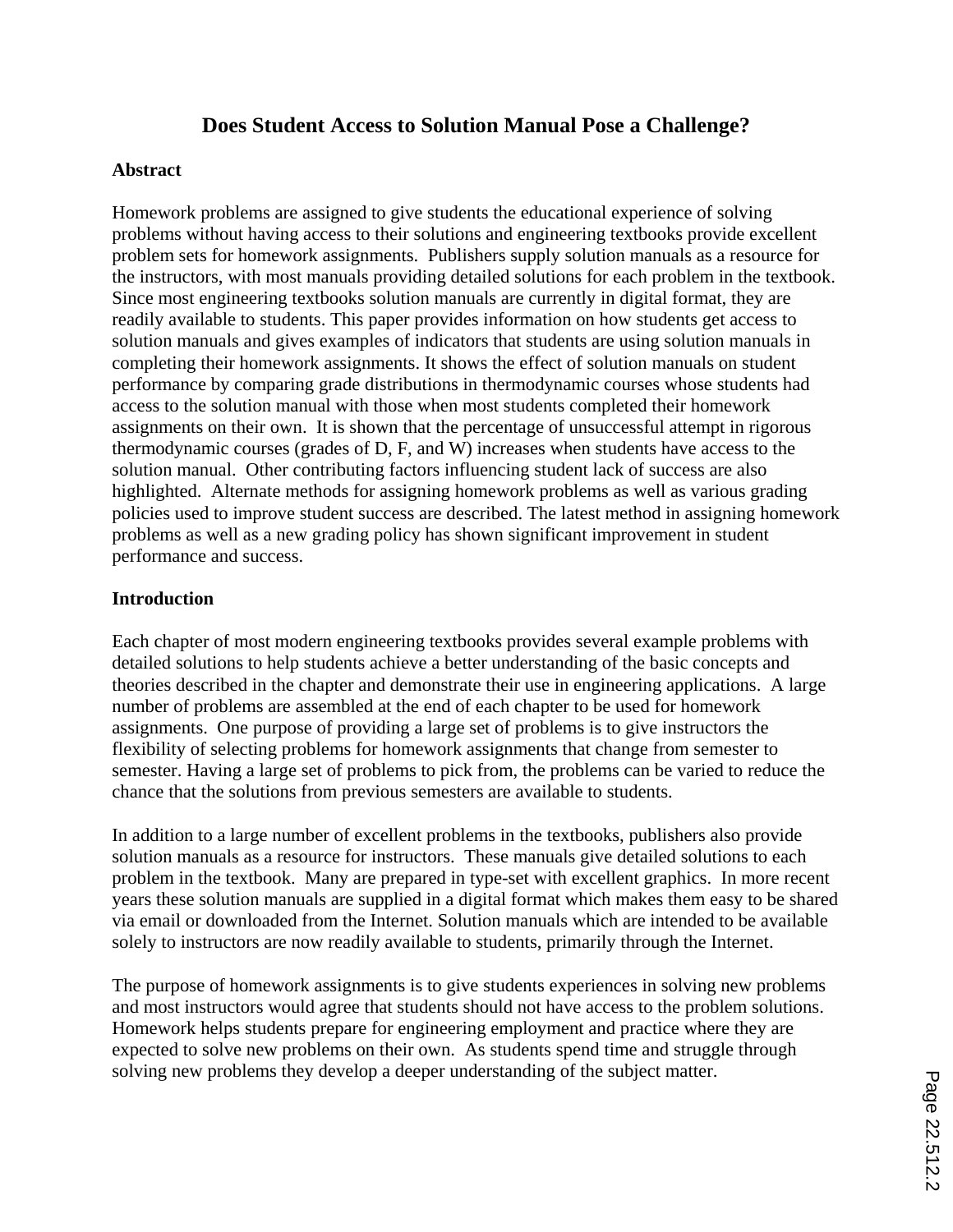# Does Student Access to Solution Manual Pose a Challenge?

## Abstract

Homework problems are assigned to give students the educational experience of solving problems without having access to their solutions and engineering textbooks provide excellent problem sets for homework assignments. Publishers supply solution manuals as a resource for the instructors, with most manuals providing detailed solutions for each problem in the textbook. Since most engineering textbooks solution manuals are currently in digital format, they are readily available to students. This paper provides information on how students get access to solution manuals and gives examples of indicators that students are using solution manuals in completing their homework assignments. It shows the effect of solution manuals on student performance by comparing grade distributions in thermodynamic courses whose students had access to the solution manual with those when most students completed their homework assignments on their own. It is shown that the percentage of unsuccessful attempt in rigorous thermodynamic courses (grades of D, F, and W) increases when students have access to the solution manual. Other contributing factors influencing student lack of success are also highlighted. Alternate methods for assigning homework problems as well as various grading policies used to improve student success are described. The latest method in assigning homework problems as well as a new grading policy has shown significant improvement in student performance and success.

## Introduction

Each chapter of most modern engineering textbooks provides several example problems with detailed solutions to help students achieve a better understanding of the basic concepts and theories described in the chapter and demonstrate their use in engineering applications. A large number of problems are assembled at the end of each chapter to be used for homework assignments. One purpose of providing a large set of problems is to give instructors the flexibility of selecting problems for homework assignments that change from semester to semester. Having a large set of problems to pick from, the problems can be varied to reduce the chance that the solutions from previous semesters are available to students.

In addition to a large number of excellent problems in the textbooks, publishers also provide solution manuals as a resource for instructors. These manuals give detailed solutions to each problem in the textbook. Many are prepared in type-set with excellent graphics. In more recent years these solution manuals are supplied in a digital format which makes them easy to be shared via email or downloaded from the Internet. Solution manuals which are intended to be available solely to instructors are now readily available to students, primarily through the Internet.

The purpose of homework assignments is to give students experiences in solving new problems and most instructors would agree that students should not have access to the problem solutions. Homework helps students prepare for engineering employment and practice where they are expected to solve new problems on their own. As students spend time and struggle through solving new problems they develop a deeper understanding of the subject matter.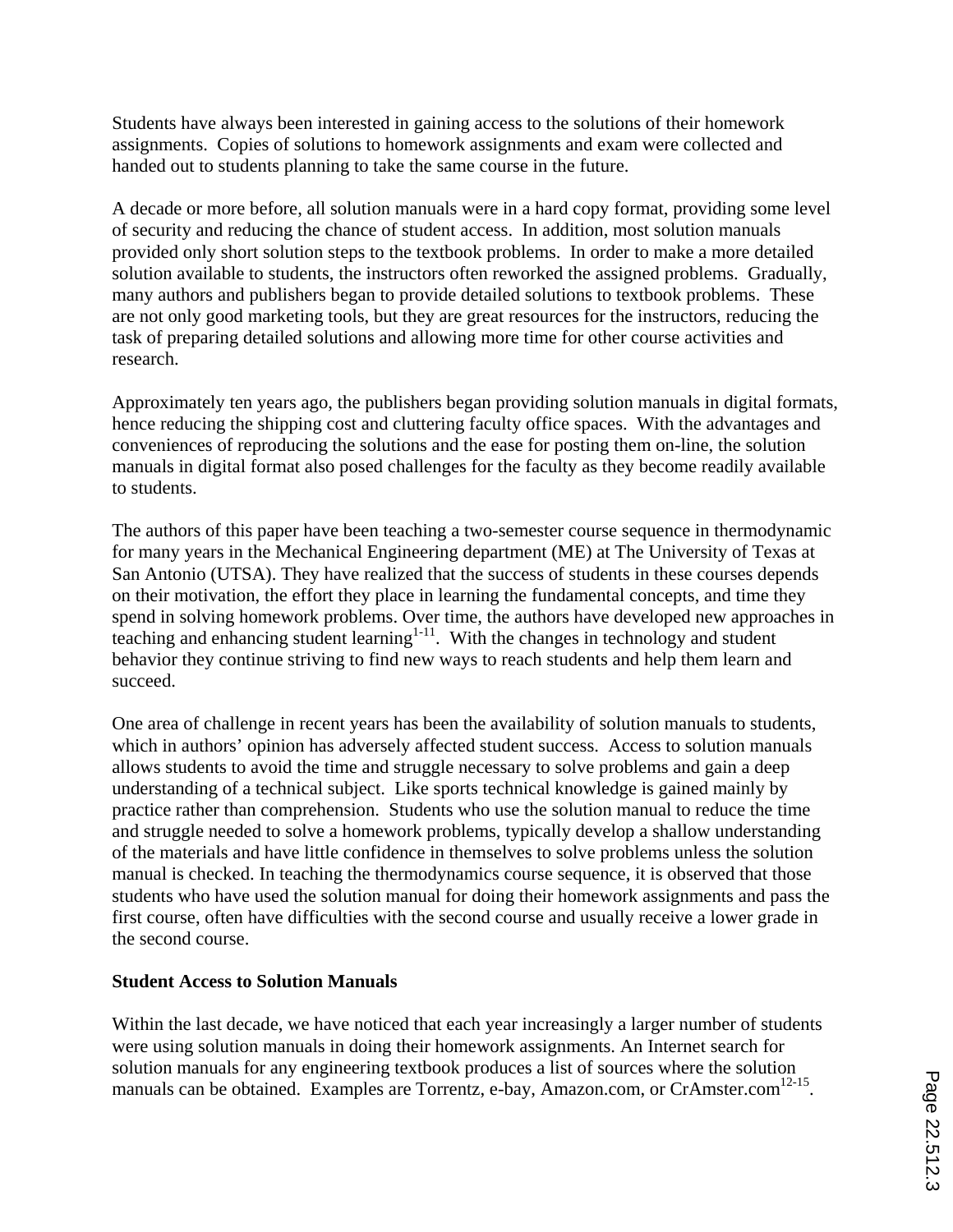Students have always been interested in gaining access to the solutions of their homework assignments. Copies of solutions to homework assignments and exam were collected and handed out to students planning to take the same course in the future.

A decade or more before, all solution manuals were in a hard copy format, providing some level of security and reducing the chance of student access. In addition, most solution manuals provided only short solution steps to the textbook problems. In order to make a more detailed solution available to students, the instructors often reworked the assigned problems. Gradually, many authors and publishers began to provide detailed solutions to textbook problems. These are not only good marketing tools, but they are great resources for the instructors, reducing the task of preparing detailed solutions and allowing more time for other course activities and research.

Approximately ten years ago, the publishers began providing solution manuals in digital formats, hence reducing the shipping cost and cluttering faculty office spaces. With the advantages and conveniences of reproducing the solutions and the ease for posting them on-line, the solution manuals in digital format also posed challenges for the faculty as they become readily available to students.

The authors of this paper have been teaching a two-semester course sequence in thermodynamic for many years in the Mechanical Engineering department (ME) at The University of Texas at San Antonio (UTSA). They have realized that the success of students in these courses depends on their motivation, the effort they place in learning the fundamental concepts, and time they spend in solving homework problems. Over time, the authors have developed new approaches in teaching and enhancing student learning[1-11]. With the changes in technology and student behavior they continue striving to find new ways to reach students and help them learn and succeed.

One area of challenge in recent years has been the availability of solution manuals to students, which in authors' opinion has adversely affected student success. Access to solution manuals allows students to avoid the time and struggle necessary to solve problems and gain a deep understanding of a technical subject. Like sports technical knowledge is gained mainly by practice rather than comprehension. Students who use the solution manual to reduce the time and struggle needed to solve a homework problems, typically develop a shallow understanding of the materials and have little confidence in themselves to solve problems unless the solution manual is checked. In teaching the thermodynamics course sequence, it is observed that those students who have used the solution manual for doing their homework assignments and pass the first course, often have difficulties with the second course and usually receive a lower grade in the second course.

**Student Access to Solution Manuals**

Within the last decade, we have noticed that each year increasingly a larger number of students were using solution manuals in doing their homework assignments. An Internet search for solution manuals for any engineering textbook produces a list of sources where the solution manuals can be obtained. Examples are Torrentz, e-bay, Amazon.com, or CrAmster.com[12-15].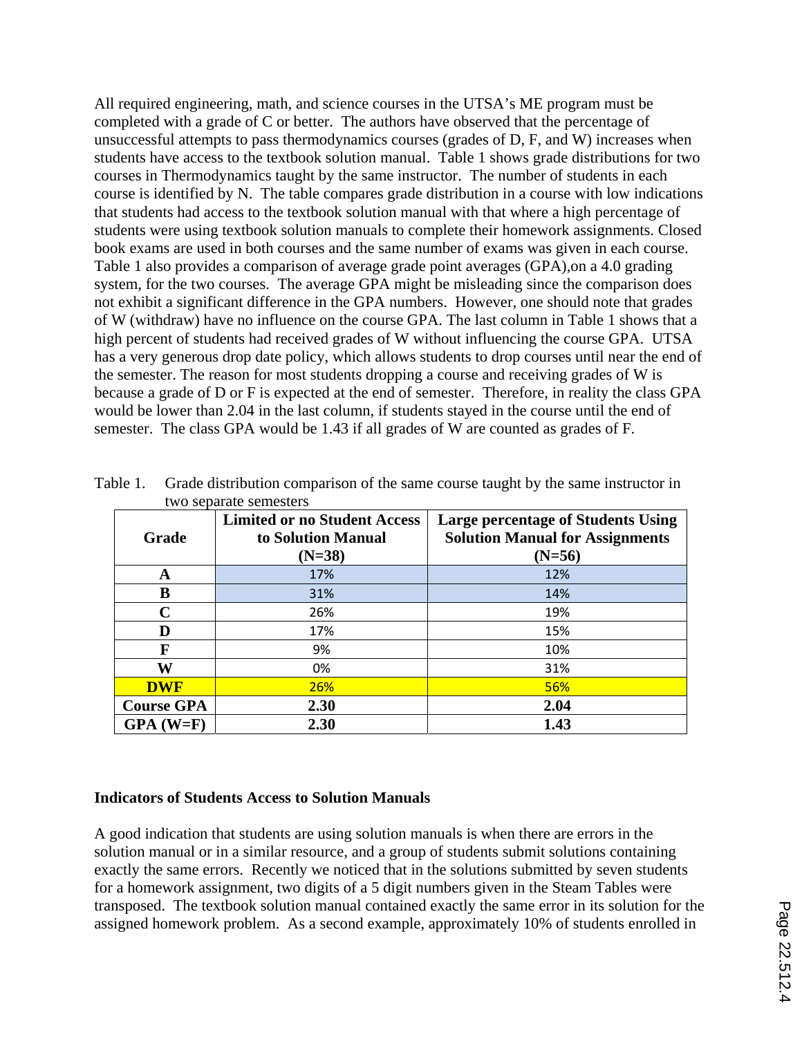All required engineering, math, and science courses in the UTSA's ME program must be completed with a grade of C or better. The authors have observed that the percentage of unsuccessful attempts to pass thermodynamics courses (grades of D, F, and W) increases when students have access to the textbook solution manual. Table 1 shows grade distributions for two courses in Thermodynamics taught by the same instructor. The number of students in each course is identified by N. The table compares grade distribution in a course with low indications that students had access to the textbook solution manual with that where a high percentage of students were using textbook solution manuals to complete their homework assignments. Closed book exams are used in both courses and the same number of exams was given in each course. Table 1 also provides a comparison of average grade point averages (GPA),on a 4.0 grading system, for the two courses. The average GPA might be misleading since the comparison does not exhibit a significant difference in the GPA numbers. However, one should note that grades of W (withdraw) have no influence on the course GPA. The last column in Table 1 shows that a high percent of students had received grades of W without influencing the course GPA. UTSA has a very generous drop date policy, which allows students to drop courses until near the end of the semester. The reason for most students dropping a course and receiving grades of W is because a grade of D or F is expected at the end of semester. Therefore, in reality the class GPA would be lower than 2.04 in the last column, if students stayed in the course until the end of semester. The class GPA would be 1.43 if all grades of W are counted as grades of F.

Table 1. Grade distribution comparison of the same course taught by the same instructor in two separate semesters

| Grade | Limited or no Student Access to Solution Manual (N=38) | Large percentage of Students Using Solution Manual for Assignments (N=56) |
|---|---|---|
| A | 17% | 12% |
| B | 31% | 14% |
| C | 26% | 19% |
| D | 17% | 15% |
| F | 9% | 10% |
| W | 0% | 31% |
| **DWF** | 26% | 56% |
| **Course GPA** | **2.30** | **2.04** |
| **GPA (W=F)** | **2.30** | **1.43** |

## Indicators of Students Access to Solution Manuals

A good indication that students are using solution manuals is when there are errors in the solution manual or in a similar resource, and a group of students submit solutions containing exactly the same errors. Recently we noticed that in the solutions submitted by seven students for a homework assignment, two digits of a 5 digit numbers given in the Steam Tables were transposed. The textbook solution manual contained exactly the same error in its solution for the assigned homework problem. As a second example, approximately 10% of students enrolled in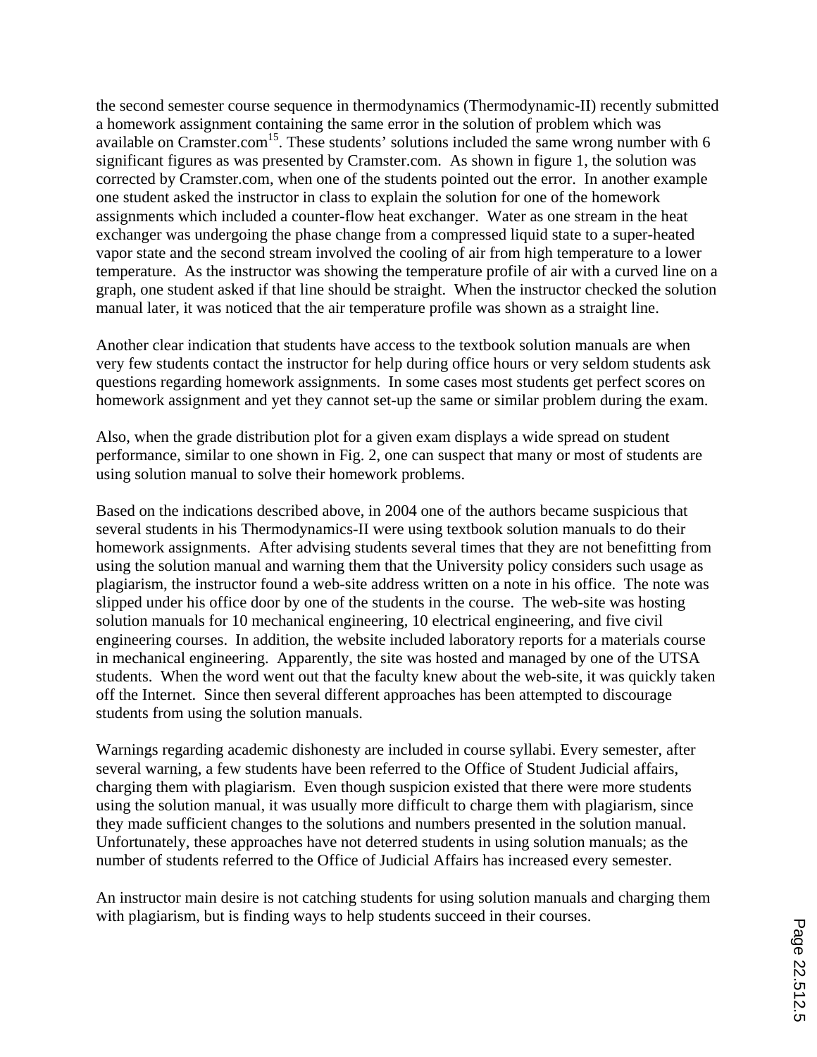the second semester course sequence in thermodynamics (Thermodynamic-II) recently submitted a homework assignment containing the same error in the solution of problem which was available on Cramster.com[15]. These students' solutions included the same wrong number with 6 significant figures as was presented by Cramster.com. As shown in figure 1, the solution was corrected by Cramster.com, when one of the students pointed out the error. In another example one student asked the instructor in class to explain the solution for one of the homework assignments which included a counter-flow heat exchanger. Water as one stream in the heat exchanger was undergoing the phase change from a compressed liquid state to a super-heated vapor state and the second stream involved the cooling of air from high temperature to a lower temperature. As the instructor was showing the temperature profile of air with a curved line on a graph, one student asked if that line should be straight. When the instructor checked the solution manual later, it was noticed that the air temperature profile was shown as a straight line.

Another clear indication that students have access to the textbook solution manuals are when very few students contact the instructor for help during office hours or very seldom students ask questions regarding homework assignments. In some cases most students get perfect scores on homework assignment and yet they cannot set-up the same or similar problem during the exam.

Also, when the grade distribution plot for a given exam displays a wide spread on student performance, similar to one shown in Fig. 2, one can suspect that many or most of students are using solution manual to solve their homework problems.

Based on the indications described above, in 2004 one of the authors became suspicious that several students in his Thermodynamics-II were using textbook solution manuals to do their homework assignments. After advising students several times that they are not benefitting from using the solution manual and warning them that the University policy considers such usage as plagiarism, the instructor found a web-site address written on a note in his office. The note was slipped under his office door by one of the students in the course. The web-site was hosting solution manuals for 10 mechanical engineering, 10 electrical engineering, and five civil engineering courses. In addition, the website included laboratory reports for a materials course in mechanical engineering. Apparently, the site was hosted and managed by one of the UTSA students. When the word went out that the faculty knew about the web-site, it was quickly taken off the Internet. Since then several different approaches has been attempted to discourage students from using the solution manuals.

Warnings regarding academic dishonesty are included in course syllabi. Every semester, after several warning, a few students have been referred to the Office of Student Judicial affairs, charging them with plagiarism. Even though suspicion existed that there were more students using the solution manual, it was usually more difficult to charge them with plagiarism, since they made sufficient changes to the solutions and numbers presented in the solution manual. Unfortunately, these approaches have not deterred students in using solution manuals; as the number of students referred to the Office of Judicial Affairs has increased every semester.

An instructor main desire is not catching students for using solution manuals and charging them with plagiarism, but is finding ways to help students succeed in their courses.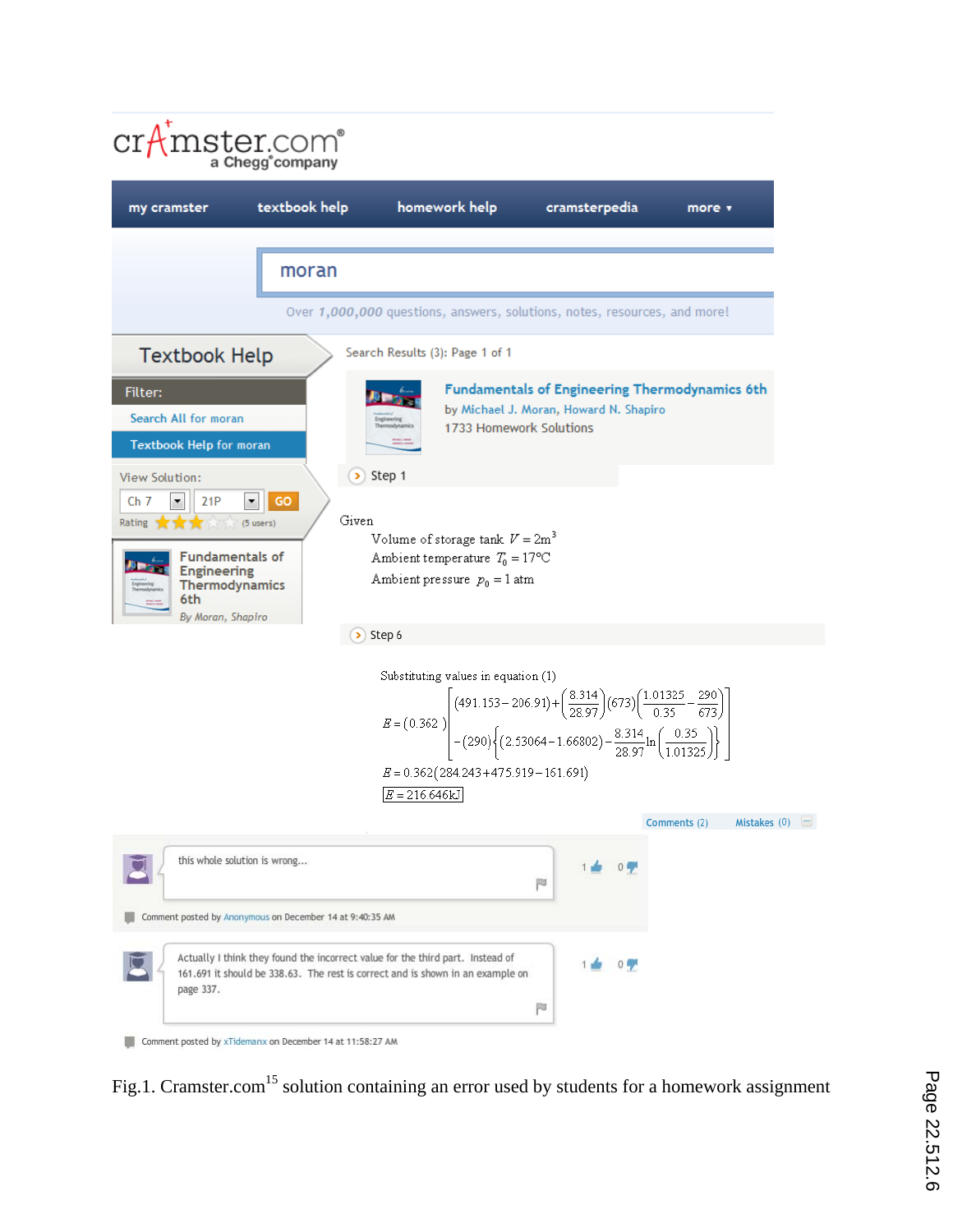cramster.com a Chegg company

my cramster | textbook help | homework help | cramsterpedia | more

moran

Over 1,000,000 questions, answers, solutions, notes, resources, and more!

Textbook Help

Filter:

Search All for moran

Textbook Help for moran

View Solution: Ch 7 21P GO

Rating (5 users)

Fundamentals of Engineering Thermodynamics 6th
By Moran, Shapiro

Search Results (3): Page 1 of 1

**Fundamentals of Engineering Thermodynamics 6th**
by Michael J. Moran, Howard N. Shapiro
1733 Homework Solutions

Step 1

Given

Volume of storage tank $V = 2\text{m}^3$

Ambient temperature $T_0 = 17°\text{C}$

Ambient pressure $p_0 = 1$ atm

Step 6

Substituting values in equation (1)

$$E = (0.362)\left[\begin{array}{l}(491.153 - 206.91) + \left(\frac{8.314}{28.97}\right)(673)\left(\frac{1.01325}{0.35} - \frac{290}{673}\right) \\ -(290)\left\{(2.53064 - 1.66802) - \frac{8.314}{28.97}\ln\left(\frac{0.35}{1.01325}\right)\right\}\end{array}\right]$$

$$E = 0.362(284.243 + 475.919 - 161.691)$$

$$\boxed{E = 216.646\text{kJ}}$$

Comments (2) Mistakes (0)

this whole solution is wrong...

1 0

Comment posted by Anonymous on December 14 at 9:40:35 AM

Actually I think they found the incorrect value for the third part. Instead of 161.691 it should be 338.63. The rest is correct and is shown in an example on page 337.

1 0

Comment posted by xTidemanx on December 14 at 11:58:27 AM

Fig.1. Cramster.com[15] solution containing an error used by students for a homework assignment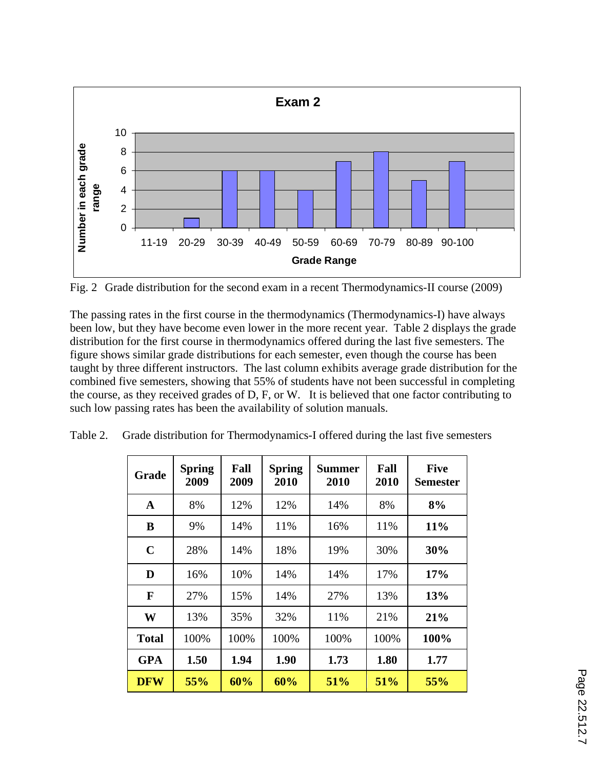Exam 2

Number in each grade range

10
8
6
4
2
0

11-19 20-29 30-39 40-49 50-59 60-69 70-79 80-89 90-100

Grade Range

Fig. 2 Grade distribution for the second exam in a recent Thermodynamics-II course (2009)

The passing rates in the first course in the thermodynamics (Thermodynamics-I) have always been low, but they have become even lower in the more recent year. Table 2 displays the grade distribution for the first course in thermodynamics offered during the last five semesters. The figure shows similar grade distributions for each semester, even though the course has been taught by three different instructors. The last column exhibits average grade distribution for the combined five semesters, showing that 55% of students have not been successful in completing the course, as they received grades of D, F, or W. It is believed that one factor contributing to such low passing rates has been the availability of solution manuals.

Table 2. Grade distribution for Thermodynamics-I offered during the last five semesters

| Grade | Spring 2009 | Fall 2009 | Spring 2010 | Summer 2010 | Fall 2010 | Five Semester |
|---|---|---|---|---|---|---|
| **A** | 8% | 12% | 12% | 14% | 8% | **8%** |
| **B** | 9% | 14% | 11% | 16% | 11% | **11%** |
| **C** | 28% | 14% | 18% | 19% | 30% | **30%** |
| **D** | 16% | 10% | 14% | 14% | 17% | **17%** |
| **F** | 27% | 15% | 14% | 27% | 13% | **13%** |
| **W** | 13% | 35% | 32% | 11% | 21% | **21%** |
| **Total** | 100% | 100% | 100% | 100% | 100% | **100%** |
| **GPA** | **1.50** | **1.94** | **1.90** | **1.73** | **1.80** | **1.77** |
| **DFW** | **55%** | **60%** | **60%** | **51%** | **51%** | **55%** |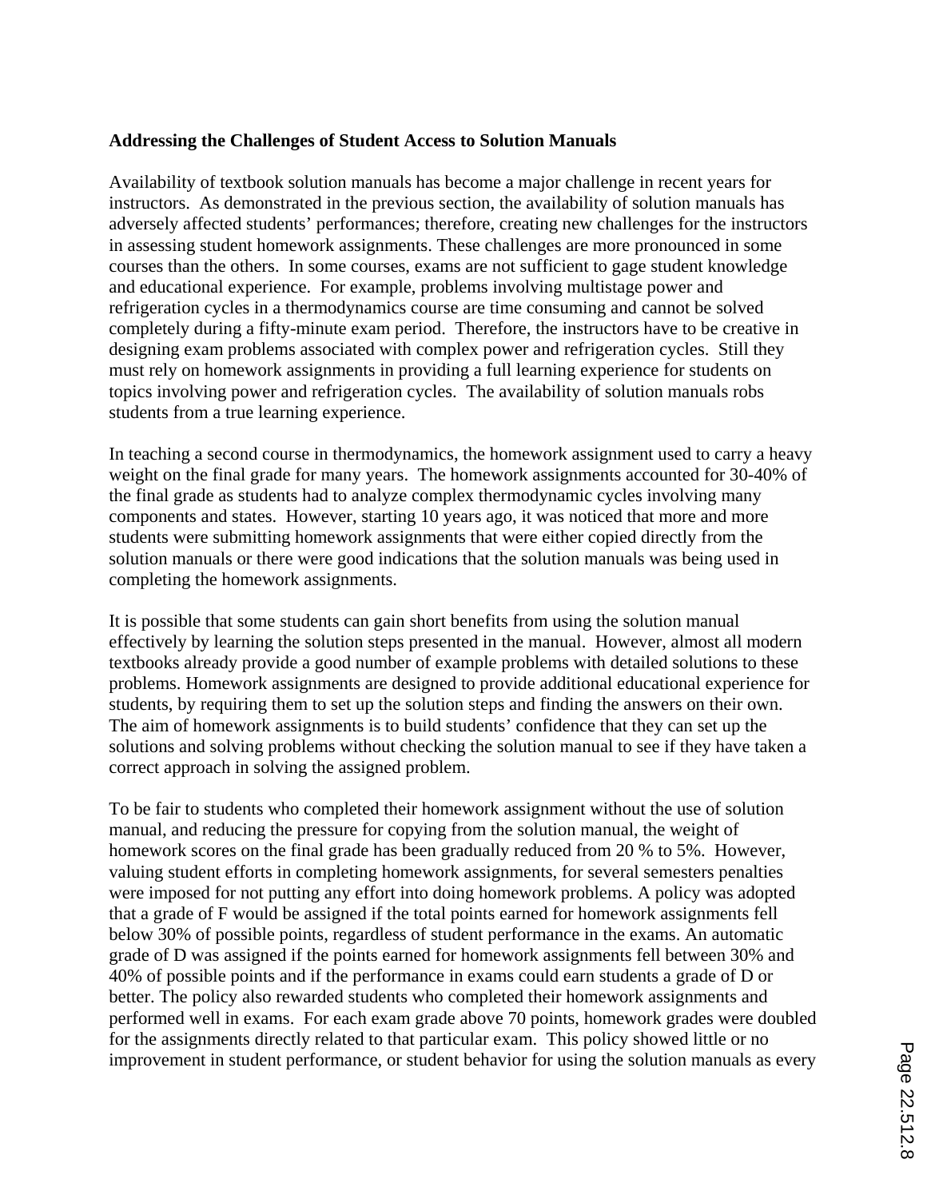**Addressing the Challenges of Student Access to Solution Manuals**

Availability of textbook solution manuals has become a major challenge in recent years for instructors. As demonstrated in the previous section, the availability of solution manuals has adversely affected students' performances; therefore, creating new challenges for the instructors in assessing student homework assignments. These challenges are more pronounced in some courses than the others. In some courses, exams are not sufficient to gage student knowledge and educational experience. For example, problems involving multistage power and refrigeration cycles in a thermodynamics course are time consuming and cannot be solved completely during a fifty-minute exam period. Therefore, the instructors have to be creative in designing exam problems associated with complex power and refrigeration cycles. Still they must rely on homework assignments in providing a full learning experience for students on topics involving power and refrigeration cycles. The availability of solution manuals robs students from a true learning experience.

In teaching a second course in thermodynamics, the homework assignment used to carry a heavy weight on the final grade for many years. The homework assignments accounted for 30-40% of the final grade as students had to analyze complex thermodynamic cycles involving many components and states. However, starting 10 years ago, it was noticed that more and more students were submitting homework assignments that were either copied directly from the solution manuals or there were good indications that the solution manuals was being used in completing the homework assignments.

It is possible that some students can gain short benefits from using the solution manual effectively by learning the solution steps presented in the manual. However, almost all modern textbooks already provide a good number of example problems with detailed solutions to these problems. Homework assignments are designed to provide additional educational experience for students, by requiring them to set up the solution steps and finding the answers on their own. The aim of homework assignments is to build students' confidence that they can set up the solutions and solving problems without checking the solution manual to see if they have taken a correct approach in solving the assigned problem.

To be fair to students who completed their homework assignment without the use of solution manual, and reducing the pressure for copying from the solution manual, the weight of homework scores on the final grade has been gradually reduced from 20 % to 5%. However, valuing student efforts in completing homework assignments, for several semesters penalties were imposed for not putting any effort into doing homework problems. A policy was adopted that a grade of F would be assigned if the total points earned for homework assignments fell below 30% of possible points, regardless of student performance in the exams. An automatic grade of D was assigned if the points earned for homework assignments fell between 30% and 40% of possible points and if the performance in exams could earn students a grade of D or better. The policy also rewarded students who completed their homework assignments and performed well in exams. For each exam grade above 70 points, homework grades were doubled for the assignments directly related to that particular exam. This policy showed little or no improvement in student performance, or student behavior for using the solution manuals as every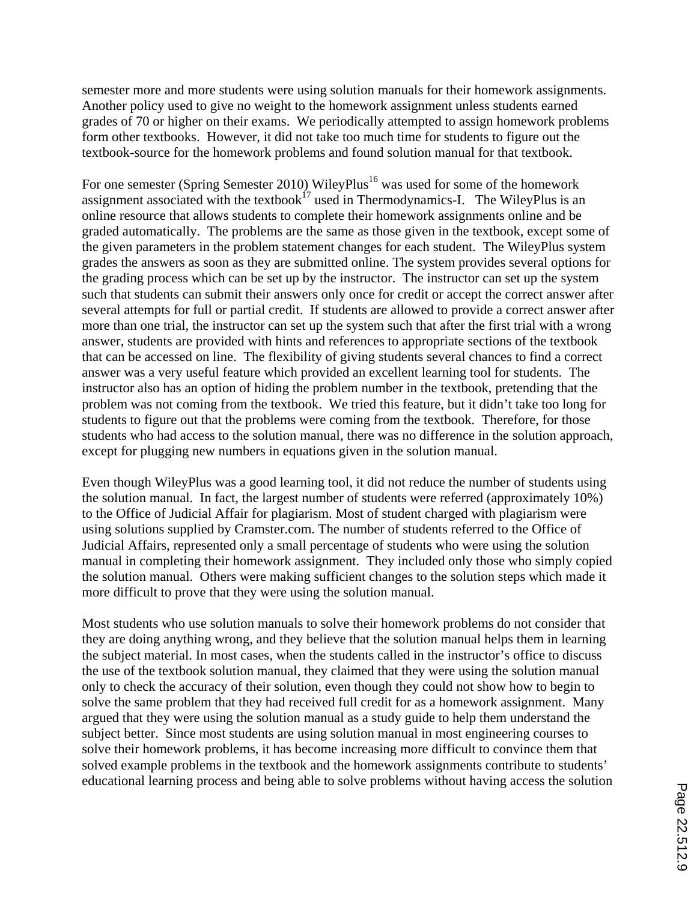semester more and more students were using solution manuals for their homework assignments. Another policy used to give no weight to the homework assignment unless students earned grades of 70 or higher on their exams. We periodically attempted to assign homework problems form other textbooks. However, it did not take too much time for students to figure out the textbook-source for the homework problems and found solution manual for that textbook.

For one semester (Spring Semester 2010) WileyPlus[16] was used for some of the homework assignment associated with the textbook[17] used in Thermodynamics-I. The WileyPlus is an online resource that allows students to complete their homework assignments online and be graded automatically. The problems are the same as those given in the textbook, except some of the given parameters in the problem statement changes for each student. The WileyPlus system grades the answers as soon as they are submitted online. The system provides several options for the grading process which can be set up by the instructor. The instructor can set up the system such that students can submit their answers only once for credit or accept the correct answer after several attempts for full or partial credit. If students are allowed to provide a correct answer after more than one trial, the instructor can set up the system such that after the first trial with a wrong answer, students are provided with hints and references to appropriate sections of the textbook that can be accessed on line. The flexibility of giving students several chances to find a correct answer was a very useful feature which provided an excellent learning tool for students. The instructor also has an option of hiding the problem number in the textbook, pretending that the problem was not coming from the textbook. We tried this feature, but it didn't take too long for students to figure out that the problems were coming from the textbook. Therefore, for those students who had access to the solution manual, there was no difference in the solution approach, except for plugging new numbers in equations given in the solution manual.

Even though WileyPlus was a good learning tool, it did not reduce the number of students using the solution manual. In fact, the largest number of students were referred (approximately 10%) to the Office of Judicial Affair for plagiarism. Most of student charged with plagiarism were using solutions supplied by Cramster.com. The number of students referred to the Office of Judicial Affairs, represented only a small percentage of students who were using the solution manual in completing their homework assignment. They included only those who simply copied the solution manual. Others were making sufficient changes to the solution steps which made it more difficult to prove that they were using the solution manual.

Most students who use solution manuals to solve their homework problems do not consider that they are doing anything wrong, and they believe that the solution manual helps them in learning the subject material. In most cases, when the students called in the instructor's office to discuss the use of the textbook solution manual, they claimed that they were using the solution manual only to check the accuracy of their solution, even though they could not show how to begin to solve the same problem that they had received full credit for as a homework assignment. Many argued that they were using the solution manual as a study guide to help them understand the subject better. Since most students are using solution manual in most engineering courses to solve their homework problems, it has become increasing more difficult to convince them that solved example problems in the textbook and the homework assignments contribute to students' educational learning process and being able to solve problems without having access the solution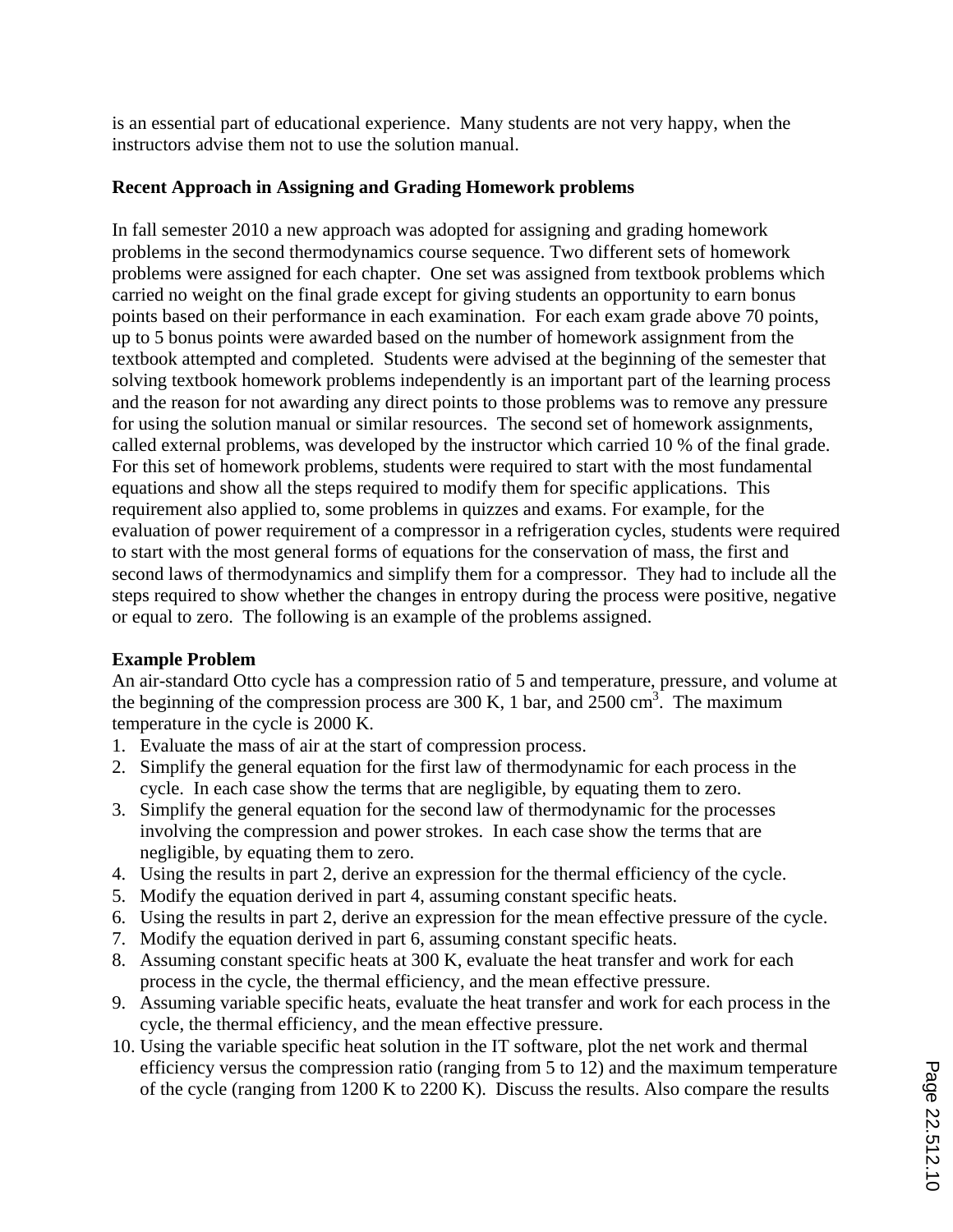is an essential part of educational experience. Many students are not very happy, when the instructors advise them not to use the solution manual.

**Recent Approach in Assigning and Grading Homework problems**

In fall semester 2010 a new approach was adopted for assigning and grading homework problems in the second thermodynamics course sequence. Two different sets of homework problems were assigned for each chapter. One set was assigned from textbook problems which carried no weight on the final grade except for giving students an opportunity to earn bonus points based on their performance in each examination. For each exam grade above 70 points, up to 5 bonus points were awarded based on the number of homework assignment from the textbook attempted and completed. Students were advised at the beginning of the semester that solving textbook homework problems independently is an important part of the learning process and the reason for not awarding any direct points to those problems was to remove any pressure for using the solution manual or similar resources. The second set of homework assignments, called external problems, was developed by the instructor which carried 10 % of the final grade. For this set of homework problems, students were required to start with the most fundamental equations and show all the steps required to modify them for specific applications. This requirement also applied to, some problems in quizzes and exams. For example, for the evaluation of power requirement of a compressor in a refrigeration cycles, students were required to start with the most general forms of equations for the conservation of mass, the first and second laws of thermodynamics and simplify them for a compressor. They had to include all the steps required to show whether the changes in entropy during the process were positive, negative or equal to zero. The following is an example of the problems assigned.

**Example Problem**

An air-standard Otto cycle has a compression ratio of 5 and temperature, pressure, and volume at the beginning of the compression process are 300 K, 1 bar, and 2500 $cm^3$. The maximum temperature in the cycle is 2000 K.

1. Evaluate the mass of air at the start of compression process.
2. Simplify the general equation for the first law of thermodynamic for each process in the cycle. In each case show the terms that are negligible, by equating them to zero.
3. Simplify the general equation for the second law of thermodynamic for the processes involving the compression and power strokes. In each case show the terms that are negligible, by equating them to zero.
4. Using the results in part 2, derive an expression for the thermal efficiency of the cycle.
5. Modify the equation derived in part 4, assuming constant specific heats.
6. Using the results in part 2, derive an expression for the mean effective pressure of the cycle.
7. Modify the equation derived in part 6, assuming constant specific heats.
8. Assuming constant specific heats at 300 K, evaluate the heat transfer and work for each process in the cycle, the thermal efficiency, and the mean effective pressure.
9. Assuming variable specific heats, evaluate the heat transfer and work for each process in the cycle, the thermal efficiency, and the mean effective pressure.
10. Using the variable specific heat solution in the IT software, plot the net work and thermal efficiency versus the compression ratio (ranging from 5 to 12) and the maximum temperature of the cycle (ranging from 1200 K to 2200 K). Discuss the results. Also compare the results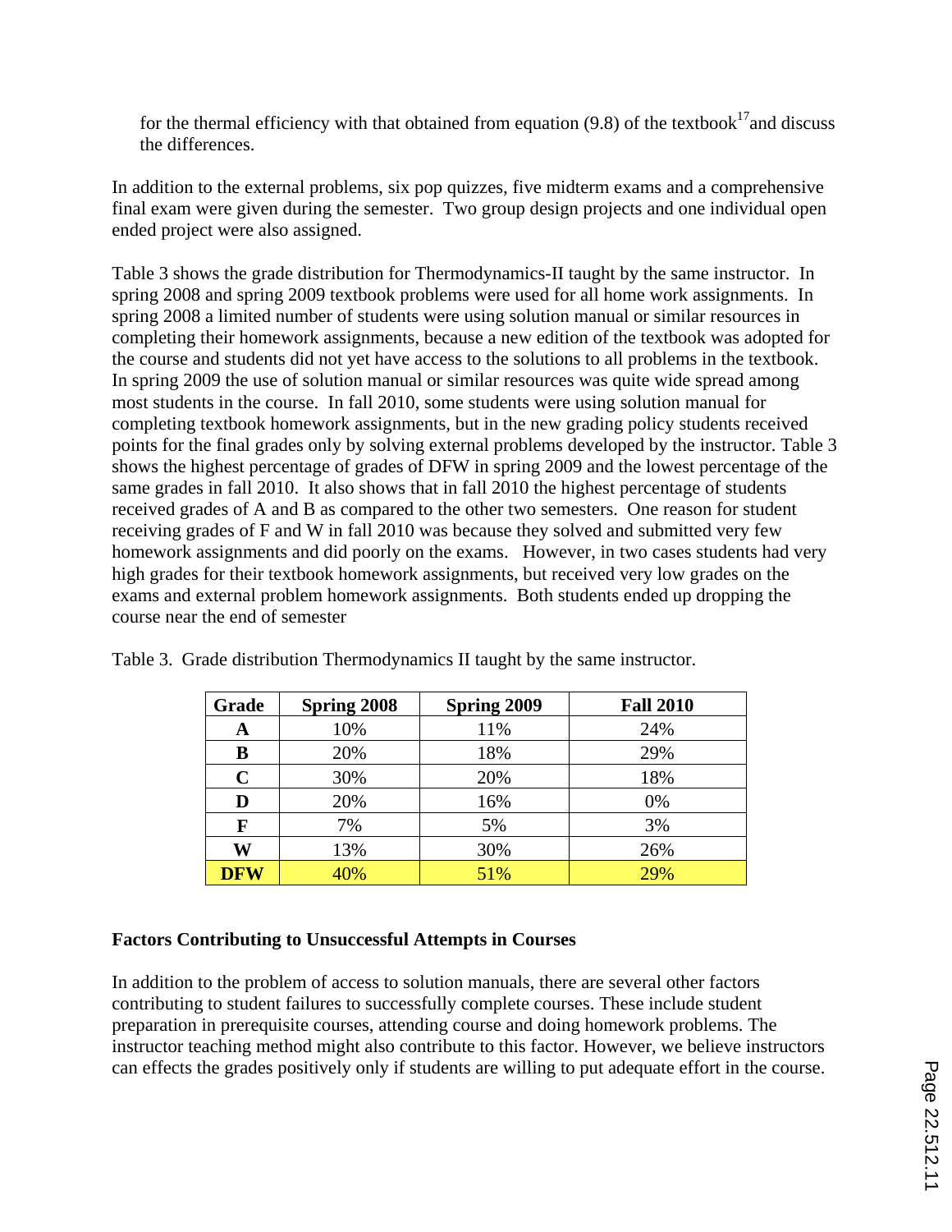for the thermal efficiency with that obtained from equation (9.8) of the textbook[17] and discuss the differences.

In addition to the external problems, six pop quizzes, five midterm exams and a comprehensive final exam were given during the semester. Two group design projects and one individual open ended project were also assigned.

Table 3 shows the grade distribution for Thermodynamics-II taught by the same instructor. In spring 2008 and spring 2009 textbook problems were used for all home work assignments. In spring 2008 a limited number of students were using solution manual or similar resources in completing their homework assignments, because a new edition of the textbook was adopted for the course and students did not yet have access to the solutions to all problems in the textbook. In spring 2009 the use of solution manual or similar resources was quite wide spread among most students in the course. In fall 2010, some students were using solution manual for completing textbook homework assignments, but in the new grading policy students received points for the final grades only by solving external problems developed by the instructor. Table 3 shows the highest percentage of grades of DFW in spring 2009 and the lowest percentage of the same grades in fall 2010. It also shows that in fall 2010 the highest percentage of students received grades of A and B as compared to the other two semesters. One reason for student receiving grades of F and W in fall 2010 was because they solved and submitted very few homework assignments and did poorly on the exams. However, in two cases students had very high grades for their textbook homework assignments, but received very low grades on the exams and external problem homework assignments. Both students ended up dropping the course near the end of semester

Table 3. Grade distribution Thermodynamics II taught by the same instructor.

| Grade | Spring 2008 | Spring 2009 | Fall 2010 |
|---|---|---|---|
| A | 10% | 11% | 24% |
| B | 20% | 18% | 29% |
| C | 30% | 20% | 18% |
| D | 20% | 16% | 0% |
| F | 7% | 5% | 3% |
| W | 13% | 30% | 26% |
| **DFW** | 40% | 51% | 29% |

**Factors Contributing to Unsuccessful Attempts in Courses**

In addition to the problem of access to solution manuals, there are several other factors contributing to student failures to successfully complete courses. These include student preparation in prerequisite courses, attending course and doing homework problems. The instructor teaching method might also contribute to this factor. However, we believe instructors can effects the grades positively only if students are willing to put adequate effort in the course.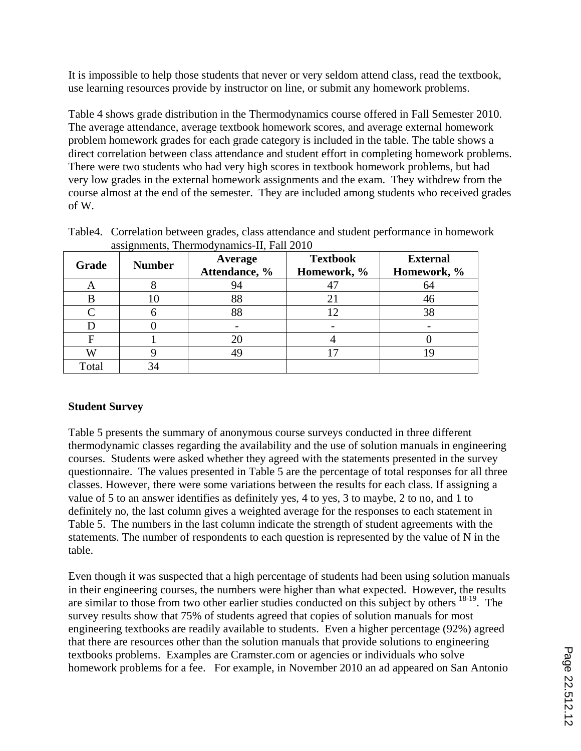It is impossible to help those students that never or very seldom attend class, read the textbook, use learning resources provide by instructor on line, or submit any homework problems.

Table 4 shows grade distribution in the Thermodynamics course offered in Fall Semester 2010. The average attendance, average textbook homework scores, and average external homework problem homework grades for each grade category is included in the table. The table shows a direct correlation between class attendance and student effort in completing homework problems. There were two students who had very high scores in textbook homework problems, but had very low grades in the external homework assignments and the exam. They withdrew from the course almost at the end of the semester. They are included among students who received grades of W.

Table4. Correlation between grades, class attendance and student performance in homework assignments, Thermodynamics-II, Fall 2010

| Grade | Number | Average Attendance, % | Textbook Homework, % | External Homework, % |
|---|---|---|---|---|
| A | 8 | 94 | 47 | 64 |
| B | 10 | 88 | 21 | 46 |
| C | 6 | 88 | 12 | 38 |
| D | 0 | - | - | - |
| F | 1 | 20 | 4 | 0 |
| W | 9 | 49 | 17 | 19 |
| Total | 34 | | | |

**Student Survey**

Table 5 presents the summary of anonymous course surveys conducted in three different thermodynamic classes regarding the availability and the use of solution manuals in engineering courses. Students were asked whether they agreed with the statements presented in the survey questionnaire. The values presented in Table 5 are the percentage of total responses for all three classes. However, there were some variations between the results for each class. If assigning a value of 5 to an answer identifies as definitely yes, 4 to yes, 3 to maybe, 2 to no, and 1 to definitely no, the last column gives a weighted average for the responses to each statement in Table 5. The numbers in the last column indicate the strength of student agreements with the statements. The number of respondents to each question is represented by the value of N in the table.

Even though it was suspected that a high percentage of students had been using solution manuals in their engineering courses, the numbers were higher than what expected. However, the results are similar to those from two other earlier studies conducted on this subject by others [18-19]. The survey results show that 75% of students agreed that copies of solution manuals for most engineering textbooks are readily available to students. Even a higher percentage (92%) agreed that there are resources other than the solution manuals that provide solutions to engineering textbooks problems. Examples are Cramster.com or agencies or individuals who solve homework problems for a fee. For example, in November 2010 an ad appeared on San Antonio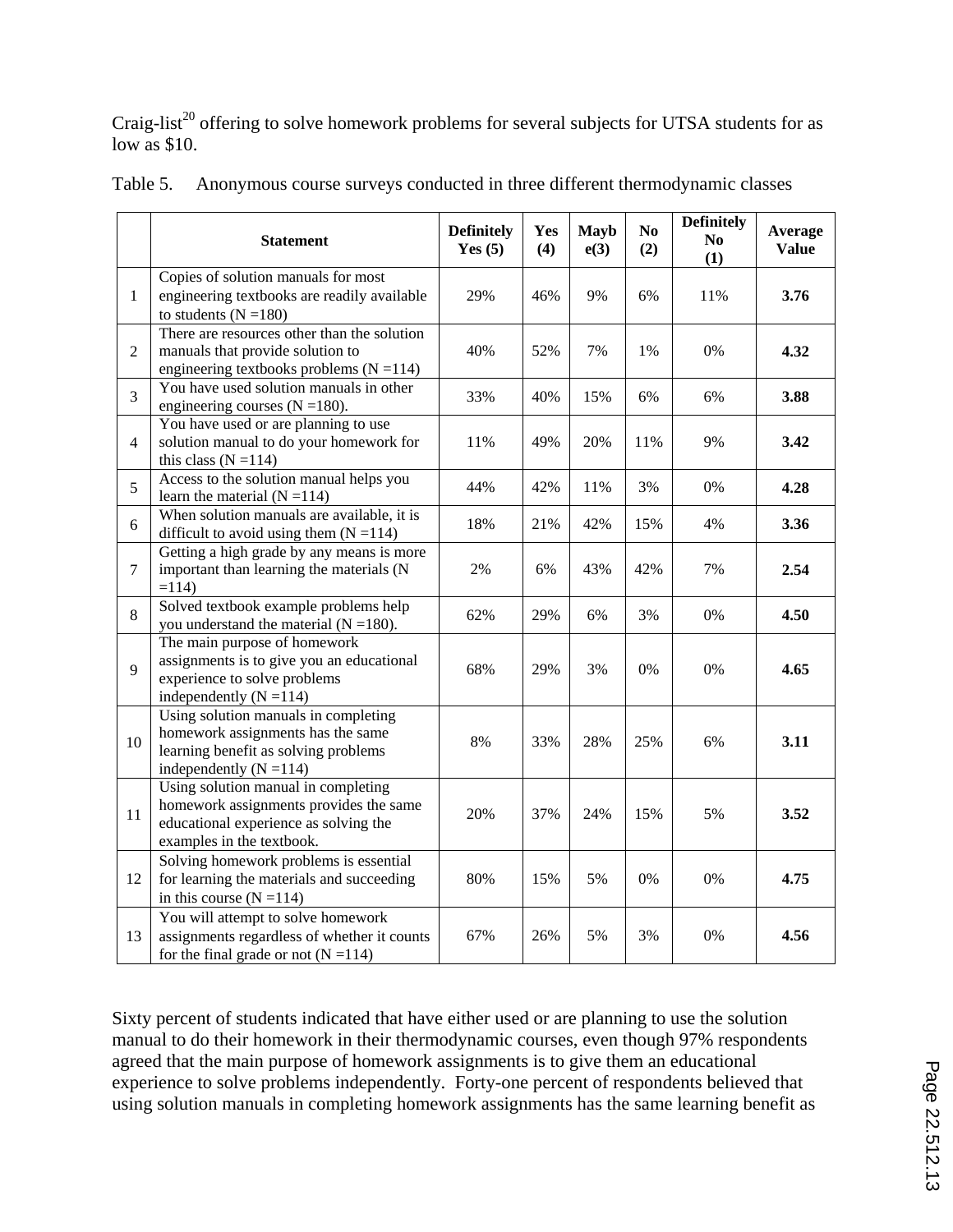Craig-list[20] offering to solve homework problems for several subjects for UTSA students for as low as $10.

Table 5. Anonymous course surveys conducted in three different thermodynamic classes

| | Statement | Definitely Yes (5) | Yes (4) | Maybe(3) | No (2) | Definitely No (1) | Average Value |
|---|---|---|---|---|---|---|---|
| 1 | Copies of solution manuals for most engineering textbooks are readily available to students (N =180) | 29% | 46% | 9% | 6% | 11% | **3.76** |
| 2 | There are resources other than the solution manuals that provide solution to engineering textbooks problems (N =114) | 40% | 52% | 7% | 1% | 0% | **4.32** |
| 3 | You have used solution manuals in other engineering courses (N =180). | 33% | 40% | 15% | 6% | 6% | **3.88** |
| 4 | You have used or are planning to use solution manual to do your homework for this class (N =114) | 11% | 49% | 20% | 11% | 9% | **3.42** |
| 5 | Access to the solution manual helps you learn the material (N =114) | 44% | 42% | 11% | 3% | 0% | **4.28** |
| 6 | When solution manuals are available, it is difficult to avoid using them (N =114) | 18% | 21% | 42% | 15% | 4% | **3.36** |
| 7 | Getting a high grade by any means is more important than learning the materials (N =114) | 2% | 6% | 43% | 42% | 7% | **2.54** |
| 8 | Solved textbook example problems help you understand the material (N =180). | 62% | 29% | 6% | 3% | 0% | **4.50** |
| 9 | The main purpose of homework assignments is to give you an educational experience to solve problems independently (N =114) | 68% | 29% | 3% | 0% | 0% | **4.65** |
| 10 | Using solution manuals in completing homework assignments has the same learning benefit as solving problems independently (N =114) | 8% | 33% | 28% | 25% | 6% | **3.11** |
| 11 | Using solution manual in completing homework assignments provides the same educational experience as solving the examples in the textbook. | 20% | 37% | 24% | 15% | 5% | **3.52** |
| 12 | Solving homework problems is essential for learning the materials and succeeding in this course (N =114) | 80% | 15% | 5% | 0% | 0% | **4.75** |
| 13 | You will attempt to solve homework assignments regardless of whether it counts for the final grade or not (N =114) | 67% | 26% | 5% | 3% | 0% | **4.56** |

Sixty percent of students indicated that have either used or are planning to use the solution manual to do their homework in their thermodynamic courses, even though 97% respondents agreed that the main purpose of homework assignments is to give them an educational experience to solve problems independently. Forty-one percent of respondents believed that using solution manuals in completing homework assignments has the same learning benefit as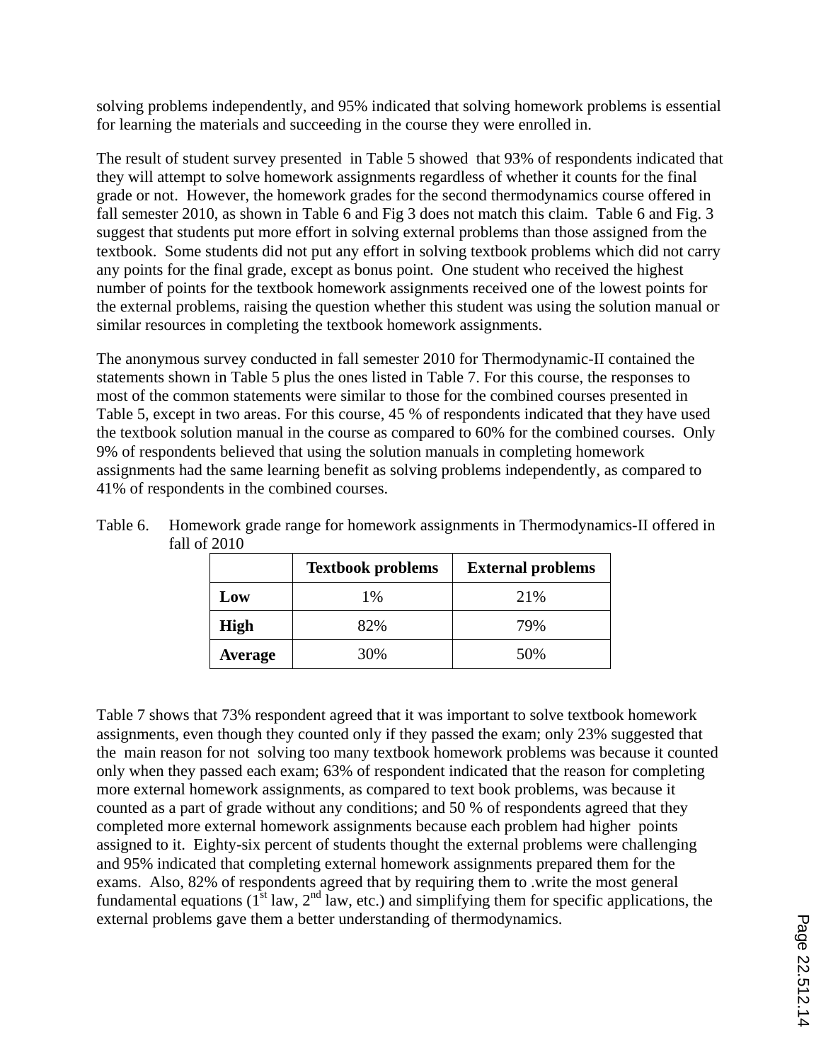solving problems independently, and 95% indicated that solving homework problems is essential for learning the materials and succeeding in the course they were enrolled in.

The result of student survey presented in Table 5 showed that 93% of respondents indicated that they will attempt to solve homework assignments regardless of whether it counts for the final grade or not. However, the homework grades for the second thermodynamics course offered in fall semester 2010, as shown in Table 6 and Fig 3 does not match this claim. Table 6 and Fig. 3 suggest that students put more effort in solving external problems than those assigned from the textbook. Some students did not put any effort in solving textbook problems which did not carry any points for the final grade, except as bonus point. One student who received the highest number of points for the textbook homework assignments received one of the lowest points for the external problems, raising the question whether this student was using the solution manual or similar resources in completing the textbook homework assignments.

The anonymous survey conducted in fall semester 2010 for Thermodynamic-II contained the statements shown in Table 5 plus the ones listed in Table 7. For this course, the responses to most of the common statements were similar to those for the combined courses presented in Table 5, except in two areas. For this course, 45 % of respondents indicated that they have used the textbook solution manual in the course as compared to 60% for the combined courses. Only 9% of respondents believed that using the solution manuals in completing homework assignments had the same learning benefit as solving problems independently, as compared to 41% of respondents in the combined courses.

Table 6. Homework grade range for homework assignments in Thermodynamics-II offered in fall of 2010

| | Textbook problems | External problems |
|---|---|---|
| **Low** | 1% | 21% |
| **High** | 82% | 79% |
| **Average** | 30% | 50% |

Table 7 shows that 73% respondent agreed that it was important to solve textbook homework assignments, even though they counted only if they passed the exam; only 23% suggested that the main reason for not solving too many textbook homework problems was because it counted only when they passed each exam; 63% of respondent indicated that the reason for completing more external homework assignments, as compared to text book problems, was because it counted as a part of grade without any conditions; and 50 % of respondents agreed that they completed more external homework assignments because each problem had higher points assigned to it. Eighty-six percent of students thought the external problems were challenging and 95% indicated that completing external homework assignments prepared them for the exams. Also, 82% of respondents agreed that by requiring them to .write the most general fundamental equations (1$^{st}$ law, 2$^{nd}$ law, etc.) and simplifying them for specific applications, the external problems gave them a better understanding of thermodynamics.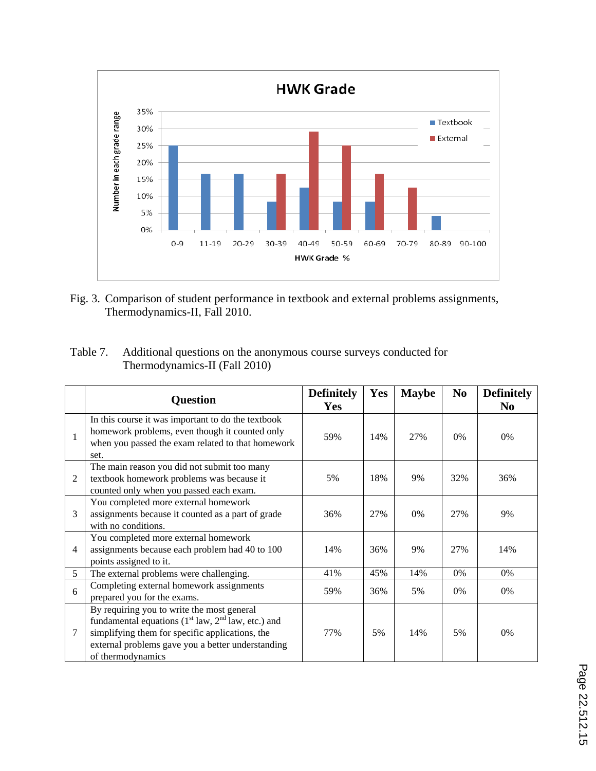HWK Grade

Number in each grade range

35%
30%
25%
20%
15%
10%
5%
0%

0-9
11-19
20-29
30-39
40-49
50-59
60-69
70-79
80-89
90-100

HWK Grade %

Textbook
External

Fig. 3. Comparison of student performance in textbook and external problems assignments, Thermodynamics-II, Fall 2010.

Table 7. Additional questions on the anonymous course surveys conducted for Thermodynamics-II (Fall 2010)

| | Question | Definitely Yes | Yes | Maybe | No | Definitely No |
|---|---|---|---|---|---|---|
| 1 | In this course it was important to do the textbook homework problems, even though it counted only when you passed the exam related to that homework set. | 59% | 14% | 27% | 0% | 0% |
| 2 | The main reason you did not submit too many textbook homework problems was because it counted only when you passed each exam. | 5% | 18% | 9% | 32% | 36% |
| 3 | You completed more external homework assignments because it counted as a part of grade with no conditions. | 36% | 27% | 0% | 27% | 9% |
| 4 | You completed more external homework assignments because each problem had 40 to 100 points assigned to it. | 14% | 36% | 9% | 27% | 14% |
| 5 | The external problems were challenging. | 41% | 45% | 14% | 0% | 0% |
| 6 | Completing external homework assignments prepared you for the exams. | 59% | 36% | 5% | 0% | 0% |
| 7 | By requiring you to write the most general fundamental equations ($1^{st}$ law, $2^{nd}$ law, etc.) and simplifying them for specific applications, the external problems gave you a better understanding of thermodynamics | 77% | 5% | 14% | 5% | 0% |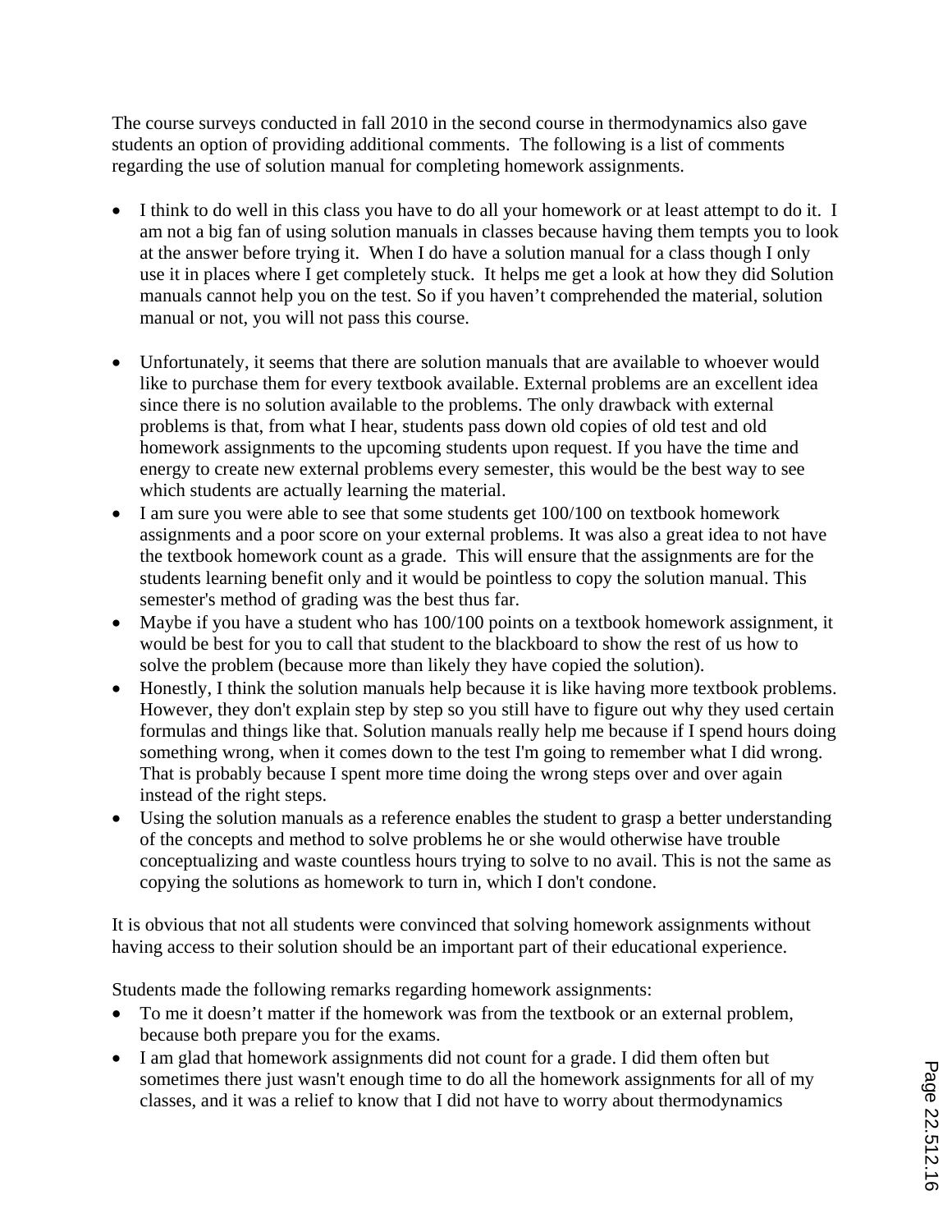The course surveys conducted in fall 2010 in the second course in thermodynamics also gave students an option of providing additional comments. The following is a list of comments regarding the use of solution manual for completing homework assignments.

- I think to do well in this class you have to do all your homework or at least attempt to do it. I am not a big fan of using solution manuals in classes because having them tempts you to look at the answer before trying it. When I do have a solution manual for a class though I only use it in places where I get completely stuck. It helps me get a look at how they did Solution manuals cannot help you on the test. So if you haven't comprehended the material, solution manual or not, you will not pass this course.

- Unfortunately, it seems that there are solution manuals that are available to whoever would like to purchase them for every textbook available. External problems are an excellent idea since there is no solution available to the problems. The only drawback with external problems is that, from what I hear, students pass down old copies of old test and old homework assignments to the upcoming students upon request. If you have the time and energy to create new external problems every semester, this would be the best way to see which students are actually learning the material.
- I am sure you were able to see that some students get 100/100 on textbook homework assignments and a poor score on your external problems. It was also a great idea to not have the textbook homework count as a grade. This will ensure that the assignments are for the students learning benefit only and it would be pointless to copy the solution manual. This semester's method of grading was the best thus far.
- Maybe if you have a student who has 100/100 points on a textbook homework assignment, it would be best for you to call that student to the blackboard to show the rest of us how to solve the problem (because more than likely they have copied the solution).
- Honestly, I think the solution manuals help because it is like having more textbook problems. However, they don't explain step by step so you still have to figure out why they used certain formulas and things like that. Solution manuals really help me because if I spend hours doing something wrong, when it comes down to the test I'm going to remember what I did wrong. That is probably because I spent more time doing the wrong steps over and over again instead of the right steps.
- Using the solution manuals as a reference enables the student to grasp a better understanding of the concepts and method to solve problems he or she would otherwise have trouble conceptualizing and waste countless hours trying to solve to no avail. This is not the same as copying the solutions as homework to turn in, which I don't condone.

It is obvious that not all students were convinced that solving homework assignments without having access to their solution should be an important part of their educational experience.

Students made the following remarks regarding homework assignments:

- To me it doesn't matter if the homework was from the textbook or an external problem, because both prepare you for the exams.
- I am glad that homework assignments did not count for a grade. I did them often but sometimes there just wasn't enough time to do all the homework assignments for all of my classes, and it was a relief to know that I did not have to worry about thermodynamics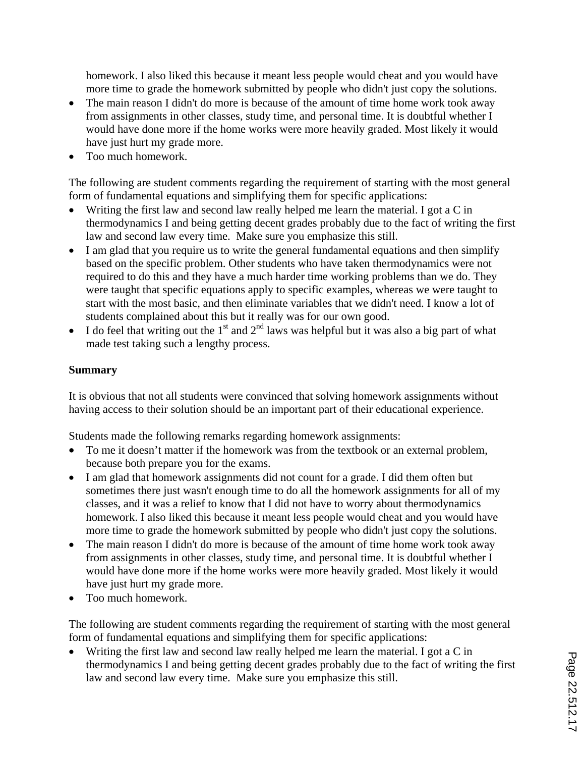homework. I also liked this because it meant less people would cheat and you would have more time to grade the homework submitted by people who didn't just copy the solutions.

- The main reason I didn't do more is because of the amount of time home work took away from assignments in other classes, study time, and personal time. It is doubtful whether I would have done more if the home works were more heavily graded. Most likely it would have just hurt my grade more.
- Too much homework.

The following are student comments regarding the requirement of starting with the most general form of fundamental equations and simplifying them for specific applications:

- Writing the first law and second law really helped me learn the material. I got a C in thermodynamics I and being getting decent grades probably due to the fact of writing the first law and second law every time. Make sure you emphasize this still.
- I am glad that you require us to write the general fundamental equations and then simplify based on the specific problem. Other students who have taken thermodynamics were not required to do this and they have a much harder time working problems than we do. They were taught that specific equations apply to specific examples, whereas we were taught to start with the most basic, and then eliminate variables that we didn't need. I know a lot of students complained about this but it really was for our own good.
- I do feel that writing out the 1st and 2nd laws was helpful but it was also a big part of what made test taking such a lengthy process.

**Summary**

It is obvious that not all students were convinced that solving homework assignments without having access to their solution should be an important part of their educational experience.

Students made the following remarks regarding homework assignments:

- To me it doesn't matter if the homework was from the textbook or an external problem, because both prepare you for the exams.
- I am glad that homework assignments did not count for a grade. I did them often but sometimes there just wasn't enough time to do all the homework assignments for all of my classes, and it was a relief to know that I did not have to worry about thermodynamics homework. I also liked this because it meant less people would cheat and you would have more time to grade the homework submitted by people who didn't just copy the solutions.
- The main reason I didn't do more is because of the amount of time home work took away from assignments in other classes, study time, and personal time. It is doubtful whether I would have done more if the home works were more heavily graded. Most likely it would have just hurt my grade more.
- Too much homework.

The following are student comments regarding the requirement of starting with the most general form of fundamental equations and simplifying them for specific applications:

- Writing the first law and second law really helped me learn the material. I got a C in thermodynamics I and being getting decent grades probably due to the fact of writing the first law and second law every time. Make sure you emphasize this still.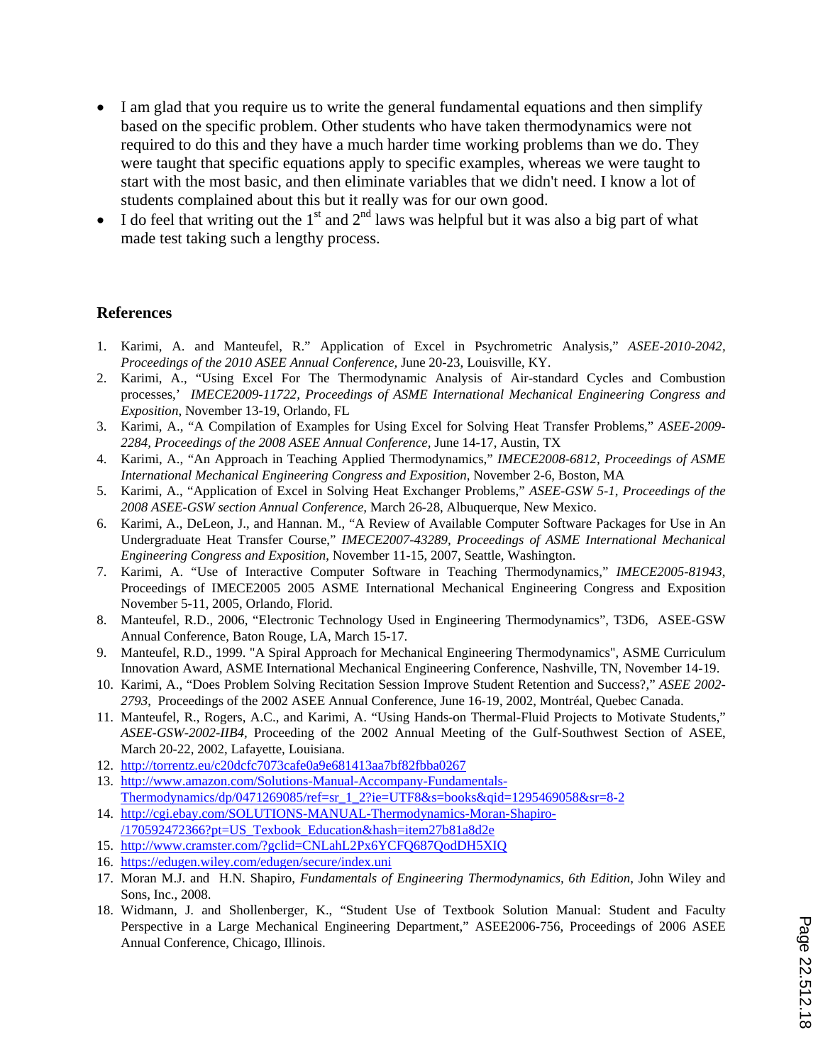- I am glad that you require us to write the general fundamental equations and then simplify based on the specific problem. Other students who have taken thermodynamics were not required to do this and they have a much harder time working problems than we do. They were taught that specific equations apply to specific examples, whereas we were taught to start with the most basic, and then eliminate variables that we didn't need. I know a lot of students complained about this but it really was for our own good.
- I do feel that writing out the 1st and 2nd laws was helpful but it was also a big part of what made test taking such a lengthy process.

## References

1. Karimi, A. and Manteufel, R." Application of Excel in Psychrometric Analysis," *ASEE-2010-2042, Proceedings of the 2010 ASEE Annual Conference,* June 20-23, Louisville, KY.
2. Karimi, A., "Using Excel For The Thermodynamic Analysis of Air-standard Cycles and Combustion processes,' *IMECE2009-11722, Proceedings of ASME International Mechanical Engineering Congress and Exposition*, November 13-19, Orlando, FL
3. Karimi, A., "A Compilation of Examples for Using Excel for Solving Heat Transfer Problems," *ASEE-2009-2284, Proceedings of the 2008 ASEE Annual Conference*, June 14-17, Austin, TX
4. Karimi, A., "An Approach in Teaching Applied Thermodynamics," *IMECE2008-6812, Proceedings of ASME International Mechanical Engineering Congress and Exposition*, November 2-6, Boston, MA
5. Karimi, A., "Application of Excel in Solving Heat Exchanger Problems," *ASEE-GSW 5-1, Proceedings of the 2008 ASEE-GSW section Annual Conference,* March 26-28, Albuquerque, New Mexico.
6. Karimi, A., DeLeon, J., and Hannan. M., "A Review of Available Computer Software Packages for Use in An Undergraduate Heat Transfer Course," *IMECE2007-43289, Proceedings of ASME International Mechanical Engineering Congress and Exposition*, November 11-15, 2007, Seattle, Washington.
7. Karimi, A. "Use of Interactive Computer Software in Teaching Thermodynamics," *IMECE2005-81943*, Proceedings of IMECE2005 2005 ASME International Mechanical Engineering Congress and Exposition November 5-11, 2005, Orlando, Florid.
8. Manteufel, R.D., 2006, "Electronic Technology Used in Engineering Thermodynamics", T3D6, ASEE-GSW Annual Conference, Baton Rouge, LA, March 15-17.
9. Manteufel, R.D., 1999. "A Spiral Approach for Mechanical Engineering Thermodynamics", ASME Curriculum Innovation Award, ASME International Mechanical Engineering Conference, Nashville, TN, November 14-19.
10. Karimi, A., "Does Problem Solving Recitation Session Improve Student Retention and Success?," *ASEE 2002-2793*, Proceedings of the 2002 ASEE Annual Conference, June 16-19, 2002, Montréal, Quebec Canada.
11. Manteufel, R., Rogers, A.C., and Karimi, A. "Using Hands-on Thermal-Fluid Projects to Motivate Students," *ASEE-GSW-2002-IIB4*, Proceeding of the 2002 Annual Meeting of the Gulf-Southwest Section of ASEE, March 20-22, 2002, Lafayette, Louisiana.
12. http://torrentz.eu/c20dcfc7073cafe0a9e681413aa7bf82fbba0267
13. http://www.amazon.com/Solutions-Manual-Accompany-Fundamentals-Thermodynamics/dp/0471269085/ref=sr_1_2?ie=UTF8&s=books&qid=1295469058&sr=8-2
14. http://cgi.ebay.com/SOLUTIONS-MANUAL-Thermodynamics-Moran-Shapiro-/170592472366?pt=US_Texbook_Education&hash=item27b81a8d2e
15. http://www.cramster.com/?gclid=CNLahL2Px6YCFQ687QodDH5XIQ
16. https://edugen.wiley.com/edugen/secure/index.uni
17. Moran M.J. and H.N. Shapiro, *Fundamentals of Engineering Thermodynamics, 6th Edition*, John Wiley and Sons, Inc., 2008.
18. Widmann, J. and Shollenberger, K., "Student Use of Textbook Solution Manual: Student and Faculty Perspective in a Large Mechanical Engineering Department," ASEE2006-756, Proceedings of 2006 ASEE Annual Conference, Chicago, Illinois.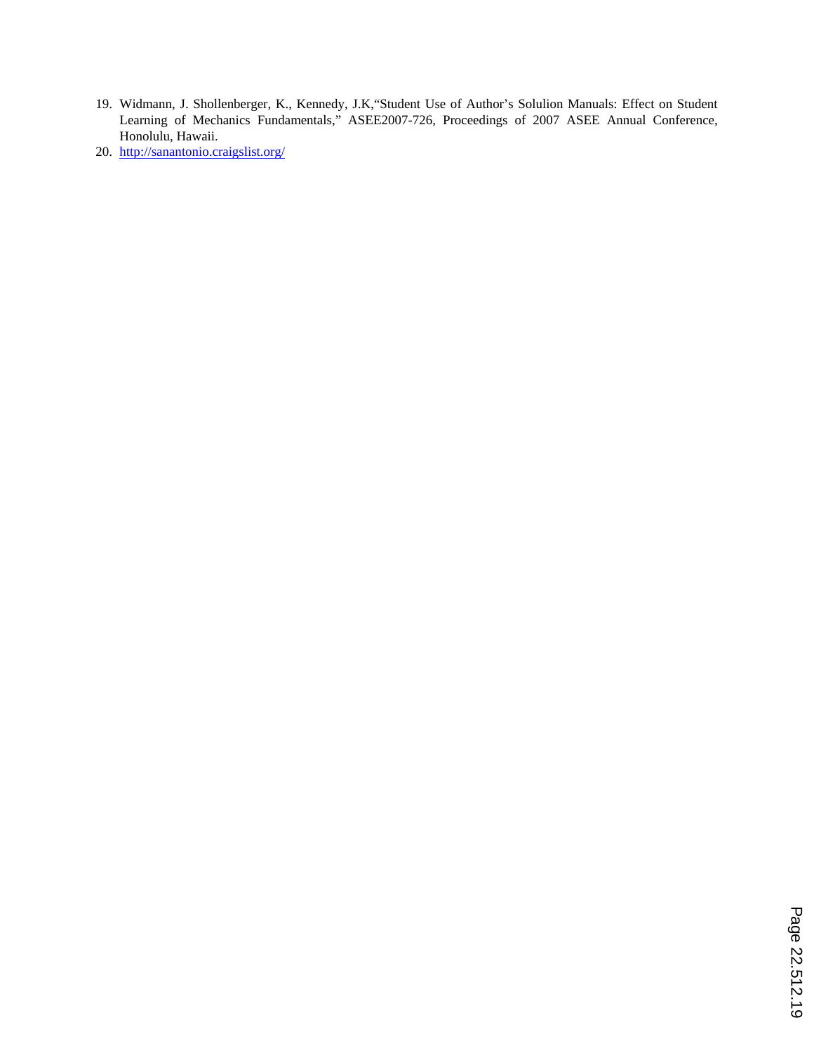19. Widmann, J. Shollenberger, K., Kennedy, J.K,"Student Use of Author's Solulion Manuals: Effect on Student Learning of Mechanics Fundamentals," ASEE2007-726, Proceedings of 2007 ASEE Annual Conference, Honolulu, Hawaii.
20. http://sanantonio.craigslist.org/